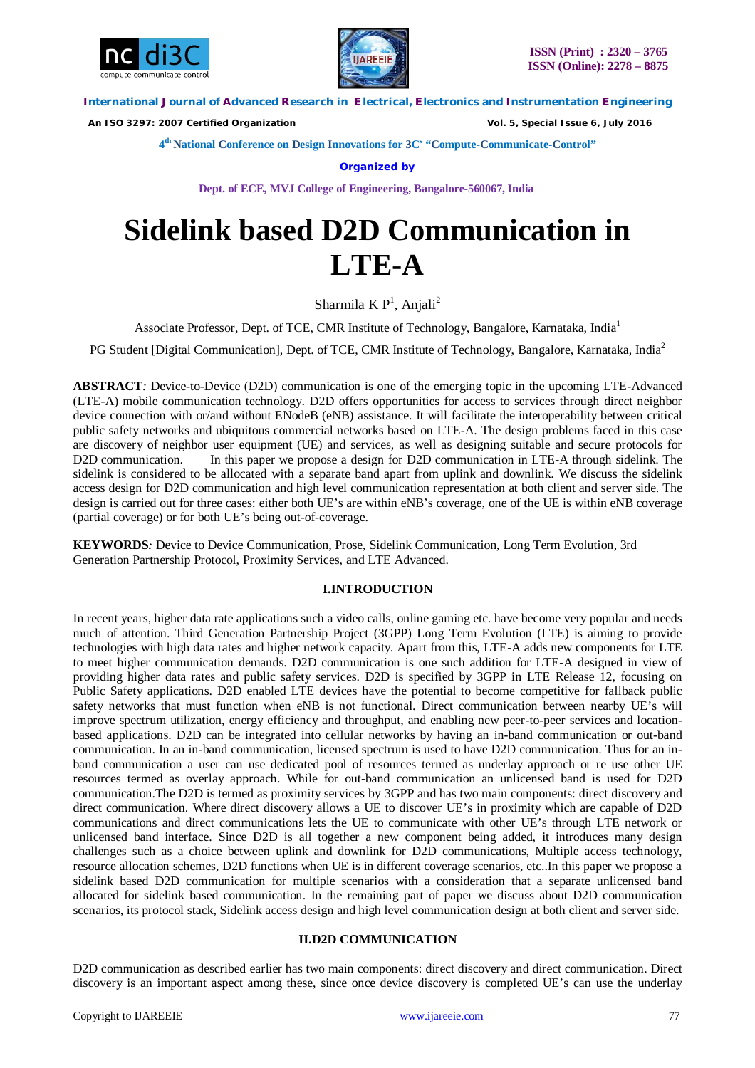# Sidelink based D2D Communication in LTE-A

Sharmila K P[1], Anjali[2]

Associate Professor, Dept. of TCE, CMR Institute of Technology, Bangalore, Karnataka, India[1]

PG Student [Digital Communication], Dept. of TCE, CMR Institute of Technology, Bangalore, Karnataka, India[2]

**ABSTRACT***:* Device-to-Device (D2D) communication is one of the emerging topic in the upcoming LTE-Advanced (LTE-A) mobile communication technology. D2D offers opportunities for access to services through direct neighbor device connection with or/and without ENodeB (eNB) assistance. It will facilitate the interoperability between critical public safety networks and ubiquitous commercial networks based on LTE-A. The design problems faced in this case are discovery of neighbor user equipment (UE) and services, as well as designing suitable and secure protocols for D2D communication. In this paper we propose a design for D2D communication in LTE-A through sidelink. The sidelink is considered to be allocated with a separate band apart from uplink and downlink. We discuss the sidelink access design for D2D communication and high level communication representation at both client and server side. The design is carried out for three cases: either both UE's are within eNB's coverage, one of the UE is within eNB coverage (partial coverage) or for both UE's being out-of-coverage.

**KEYWORDS***:* Device to Device Communication, Prose, Sidelink Communication, Long Term Evolution, 3rd Generation Partnership Protocol, Proximity Services, and LTE Advanced.

## I.INTRODUCTION

In recent years, higher data rate applications such a video calls, online gaming etc. have become very popular and needs much of attention. Third Generation Partnership Project (3GPP) Long Term Evolution (LTE) is aiming to provide technologies with high data rates and higher network capacity. Apart from this, LTE-A adds new components for LTE to meet higher communication demands. D2D communication is one such addition for LTE-A designed in view of providing higher data rates and public safety services. D2D is specified by 3GPP in LTE Release 12, focusing on Public Safety applications. D2D enabled LTE devices have the potential to become competitive for fallback public safety networks that must function when eNB is not functional. Direct communication between nearby UE's will improve spectrum utilization, energy efficiency and throughput, and enabling new peer-to-peer services and location-based applications. D2D can be integrated into cellular networks by having an in-band communication or out-band communication. In an in-band communication, licensed spectrum is used to have D2D communication. Thus for an in-band communication a user can use dedicated pool of resources termed as underlay approach or re use other UE resources termed as overlay approach. While for out-band communication an unlicensed band is used for D2D communication.The D2D is termed as proximity services by 3GPP and has two main components: direct discovery and direct communication. Where direct discovery allows a UE to discover UE's in proximity which are capable of D2D communications and direct communications lets the UE to communicate with other UE's through LTE network or unlicensed band interface. Since D2D is all together a new component being added, it introduces many design challenges such as a choice between uplink and downlink for D2D communications, Multiple access technology, resource allocation schemes, D2D functions when UE is in different coverage scenarios, etc..In this paper we propose a sidelink based D2D communication for multiple scenarios with a consideration that a separate unlicensed band allocated for sidelink based communication. In the remaining part of paper we discuss about D2D communication scenarios, its protocol stack, Sidelink access design and high level communication design at both client and server side.

## II.D2D COMMUNICATION

D2D communication as described earlier has two main components: direct discovery and direct communication. Direct discovery is an important aspect among these, since once device discovery is completed UE's can use the underlay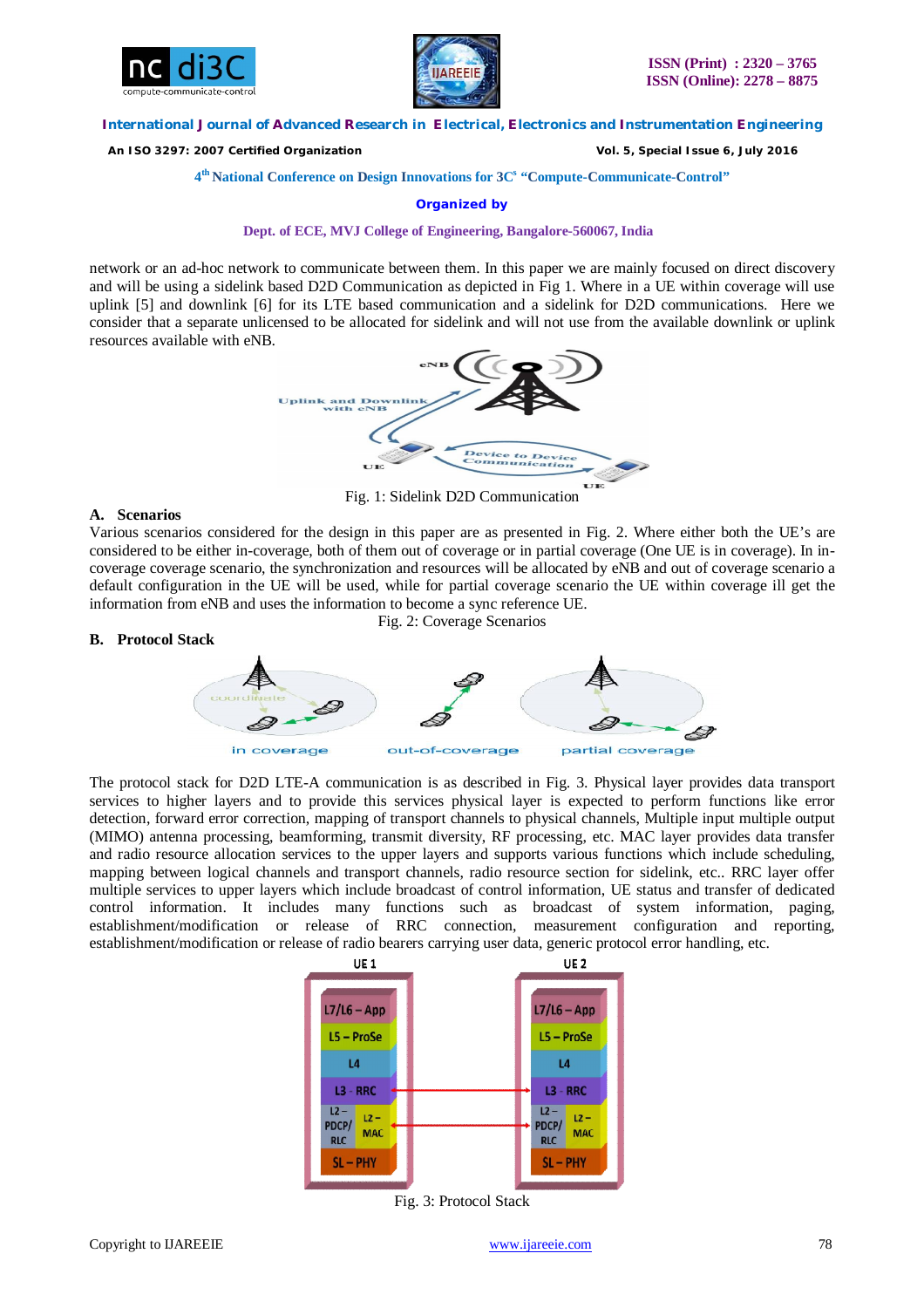network or an ad-hoc network to communicate between them. In this paper we are mainly focused on direct discovery and will be using a sidelink based D2D Communication as depicted in Fig 1. Where in a UE within coverage will use uplink [5] and downlink [6] for its LTE based communication and a sidelink for D2D communications. Here we consider that a separate unlicensed to be allocated for sidelink and will not use from the available downlink or uplink resources available with eNB.

Fig. 1: Sidelink D2D Communication

### A. Scenarios

Various scenarios considered for the design in this paper are as presented in Fig. 2. Where either both the UE's are considered to be either in-coverage, both of them out of coverage or in partial coverage (One UE is in coverage). In in-coverage coverage scenario, the synchronization and resources will be allocated by eNB and out of coverage scenario a default configuration in the UE will be used, while for partial coverage scenario the UE within coverage ill get the information from eNB and uses the information to become a sync reference UE.

Fig. 2: Coverage Scenarios

### B. Protocol Stack

The protocol stack for D2D LTE-A communication is as described in Fig. 3. Physical layer provides data transport services to higher layers and to provide this services physical layer is expected to perform functions like error detection, forward error correction, mapping of transport channels to physical channels, Multiple input multiple output (MIMO) antenna processing, beamforming, transmit diversity, RF processing, etc. MAC layer provides data transfer and radio resource allocation services to the upper layers and supports various functions which include scheduling, mapping between logical channels and transport channels, radio resource section for sidelink, etc.. RRC layer offer multiple services to upper layers which include broadcast of control information, UE status and transfer of dedicated control information. It includes many functions such as broadcast of system information, paging, establishment/modification or release of RRC connection, measurement configuration and reporting, establishment/modification or release of radio bearers carrying user data, generic protocol error handling, etc.

Fig. 3: Protocol Stack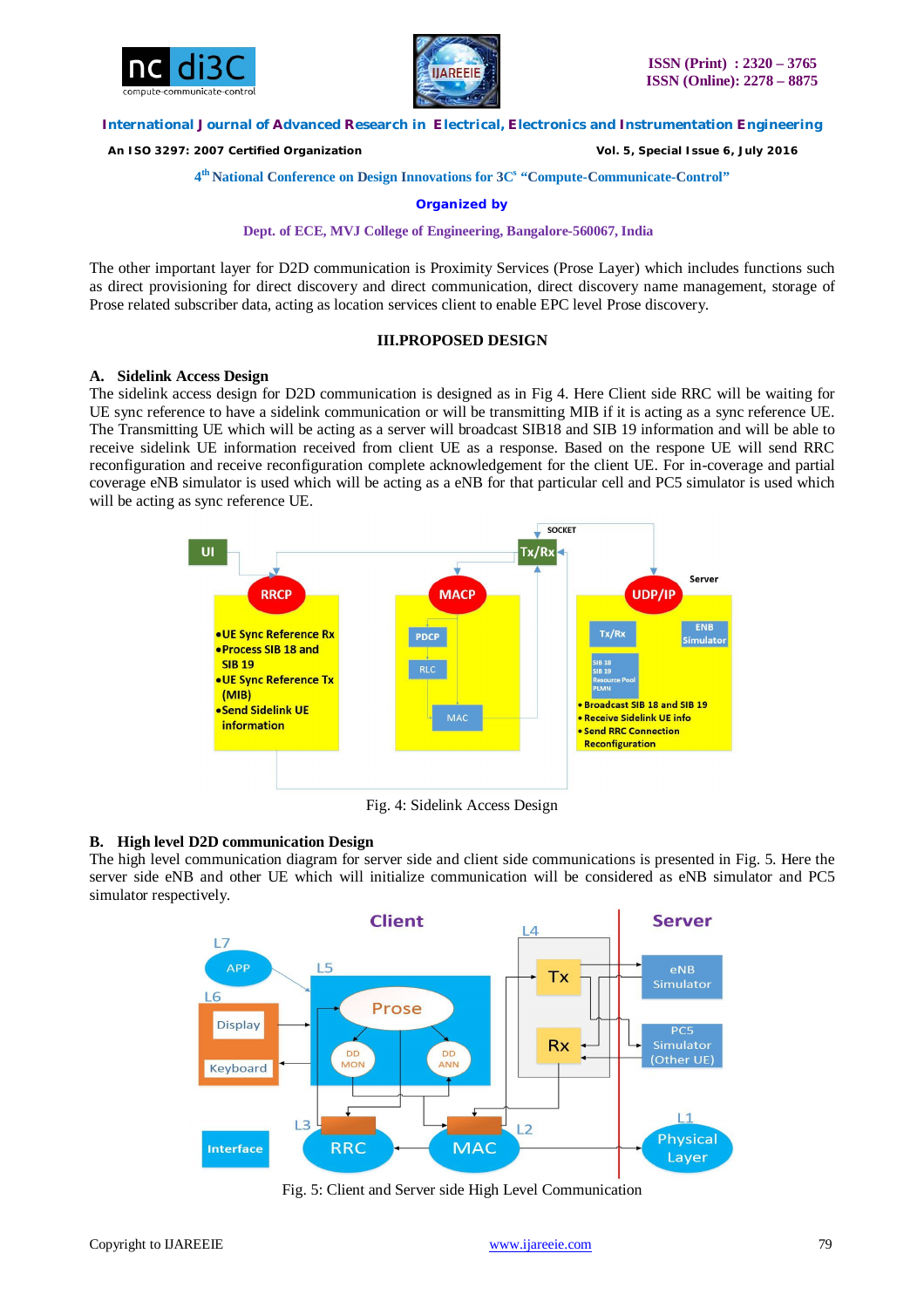The other important layer for D2D communication is Proximity Services (Prose Layer) which includes functions such as direct provisioning for direct discovery and direct communication, direct discovery name management, storage of Prose related subscriber data, acting as location services client to enable EPC level Prose discovery.

## III.PROPOSED DESIGN

### A. Sidelink Access Design

The sidelink access design for D2D communication is designed as in Fig 4. Here Client side RRC will be waiting for UE sync reference to have a sidelink communication or will be transmitting MIB if it is acting as a sync reference UE. The Transmitting UE which will be acting as a server will broadcast SIB18 and SIB 19 information and will be able to receive sidelink UE information received from client UE as a response. Based on the respone UE will send RRC reconfiguration and receive reconfiguration complete acknowledgement for the client UE. For in-coverage and partial coverage eNB simulator is used which will be acting as a eNB for that particular cell and PC5 simulator is used which will be acting as sync reference UE.

Fig. 4: Sidelink Access Design

### B. High level D2D communication Design

The high level communication diagram for server side and client side communications is presented in Fig. 5. Here the server side eNB and other UE which will initialize communication will be considered as eNB simulator and PC5 simulator respectively.

Fig. 5: Client and Server side High Level Communication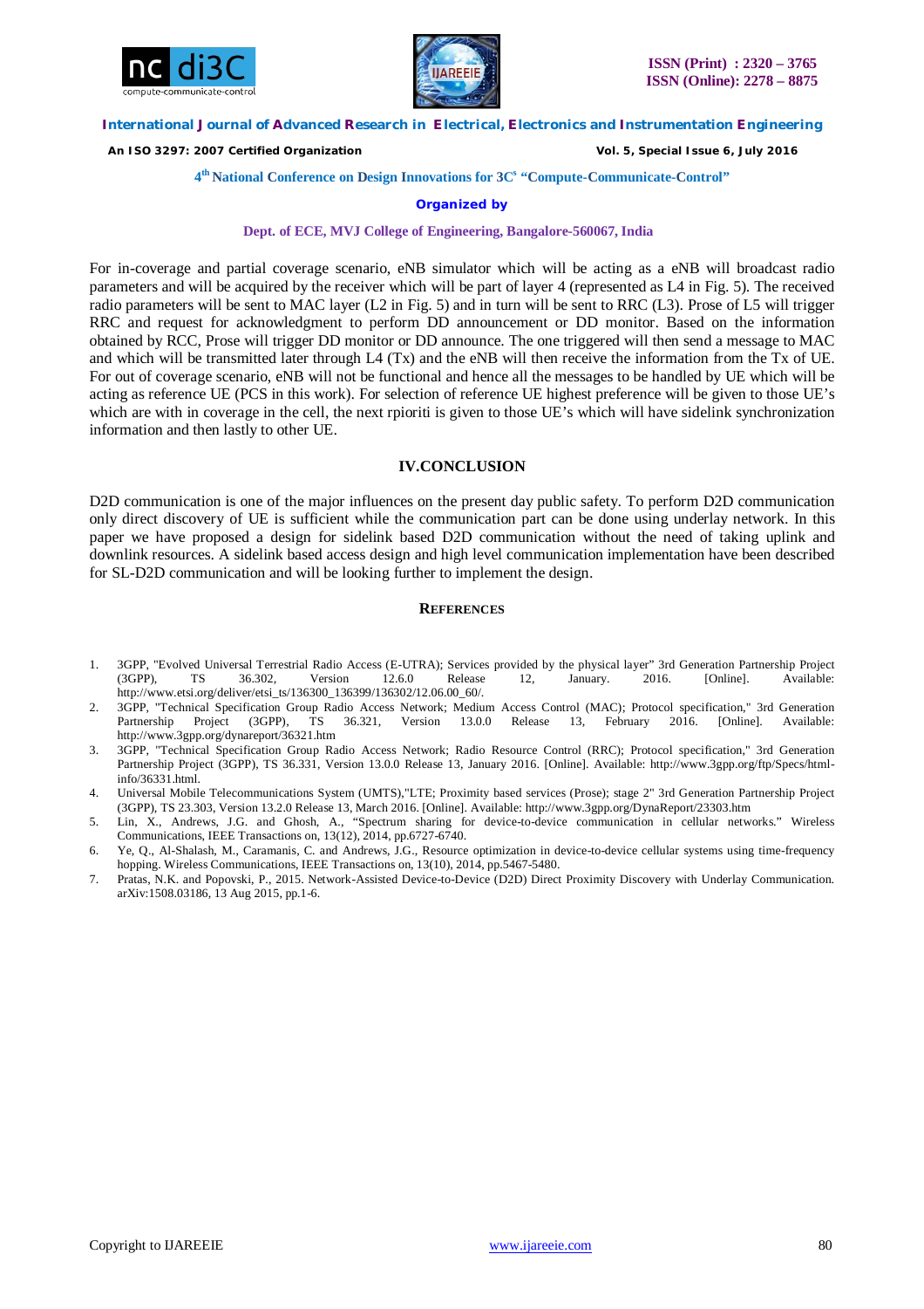For in-coverage and partial coverage scenario, eNB simulator which will be acting as a eNB will broadcast radio parameters and will be acquired by the receiver which will be part of layer 4 (represented as L4 in Fig. 5). The received radio parameters will be sent to MAC layer (L2 in Fig. 5) and in turn will be sent to RRC (L3). Prose of L5 will trigger RRC and request for acknowledgment to perform DD announcement or DD monitor. Based on the information obtained by RCC, Prose will trigger DD monitor or DD announce. The one triggered will then send a message to MAC and which will be transmitted later through L4 (Tx) and the eNB will then receive the information from the Tx of UE. For out of coverage scenario, eNB will not be functional and hence all the messages to be handled by UE which will be acting as reference UE (PCS in this work). For selection of reference UE highest preference will be given to those UE's which are with in coverage in the cell, the next rpioriti is given to those UE's which will have sidelink synchronization information and then lastly to other UE.

## IV.CONCLUSION

D2D communication is one of the major influences on the present day public safety. To perform D2D communication only direct discovery of UE is sufficient while the communication part can be done using underlay network. In this paper we have proposed a design for sidelink based D2D communication without the need of taking uplink and downlink resources. A sidelink based access design and high level communication implementation have been described for SL-D2D communication and will be looking further to implement the design.

## REFERENCES

1. 3GPP, "Evolved Universal Terrestrial Radio Access (E-UTRA); Services provided by the physical layer" 3rd Generation Partnership Project (3GPP), TS 36.302, Version 12.6.0 Release 12, January. 2016. [Online]. Available: http://www.etsi.org/deliver/etsi_ts/136300_136399/136302/12.06.00_60/.
2. 3GPP, "Technical Specification Group Radio Access Network; Medium Access Control (MAC); Protocol specification," 3rd Generation Partnership Project (3GPP), TS 36.321, Version 13.0.0 Release 13, February 2016. [Online]. Available: http://www.3gpp.org/dynareport/36321.htm
3. 3GPP, "Technical Specification Group Radio Access Network; Radio Resource Control (RRC); Protocol specification," 3rd Generation Partnership Project (3GPP), TS 36.331, Version 13.0.0 Release 13, January 2016. [Online]. Available: http://www.3gpp.org/ftp/Specs/html-info/36331.html.
4. Universal Mobile Telecommunications System (UMTS),"LTE; Proximity based services (Prose); stage 2" 3rd Generation Partnership Project (3GPP), TS 23.303, Version 13.2.0 Release 13, March 2016. [Online]. Available: http://www.3gpp.org/DynaReport/23303.htm
5. Lin, X., Andrews, J.G. and Ghosh, A., "Spectrum sharing for device-to-device communication in cellular networks." Wireless Communications, IEEE Transactions on, 13(12), 2014, pp.6727-6740.
6. Ye, Q., Al-Shalash, M., Caramanis, C. and Andrews, J.G., Resource optimization in device-to-device cellular systems using time-frequency hopping. Wireless Communications, IEEE Transactions on, 13(10), 2014, pp.5467-5480.
7. Pratas, N.K. and Popovski, P., 2015. Network-Assisted Device-to-Device (D2D) Direct Proximity Discovery with Underlay Communication. arXiv:1508.03186, 13 Aug 2015, pp.1-6.